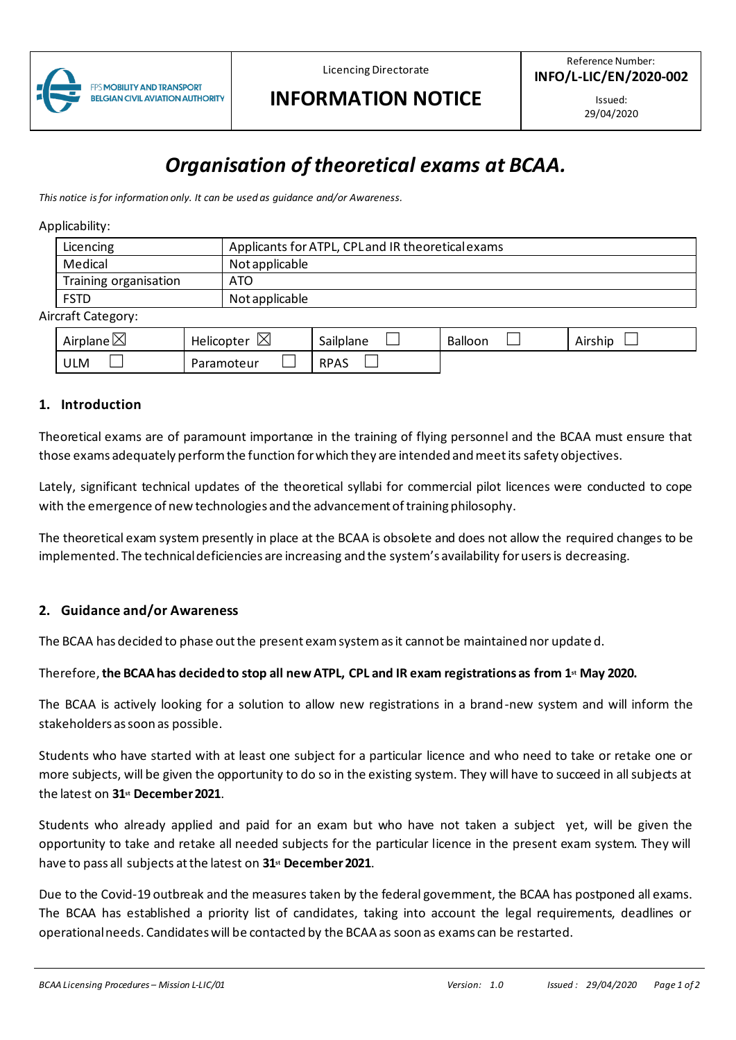| FPS MOBILITY AND TRANSPORT BELGIAN CIVIL AVIATION AUTHORITY | Licencing Directorate **INFORMATION NOTICE** | Reference Number: **INFO/L-LIC/EN/2020-002** Issued: 29/04/2020 |
|---|---|---|

# *Organisation of theoretical exams at BCAA.*

*This notice is for information only. It can be used as guidance and/or Awareness.*

Applicability:

| Licencing | Applicants for ATPL, CPL and IR theoretical exams |
|---|---|
| Medical | Not applicable |
| Training organisation | ATO |
| FSTD | Not applicable |

Aircraft Category:

| Airplane ☒ | Helicopter ☒ | Sailplane ☐ | Balloon ☐ | Airship ☐ |
|---|---|---|---|---|
| ULM ☐ | Paramoteur ☐ | RPAS ☐ | | |

## 1. Introduction

Theoretical exams are of paramount importance in the training of flying personnel and the BCAA must ensure that those exams adequately perform the function for which they are intended and meet its safety objectives.

Lately, significant technical updates of the theoretical syllabi for commercial pilot licences were conducted to cope with the emergence of new technologies and the advancement of training philosophy.

The theoretical exam system presently in place at the BCAA is obsolete and does not allow the required changes to be implemented. The technical deficiencies are increasing and the system's availability for users is decreasing.

## 2. Guidance and/or Awareness

The BCAA has decided to phase out the present exam system as it cannot be maintained nor updated.

Therefore, **the BCAA has decided to stop all new ATPL, CPL and IR exam registrations as from 1st May 2020.**

The BCAA is actively looking for a solution to allow new registrations in a brand-new system and will inform the stakeholders as soon as possible.

Students who have started with at least one subject for a particular licence and who need to take or retake one or more subjects, will be given the opportunity to do so in the existing system. They will have to succeed in all subjects at the latest on **31st December 2021**.

Students who already applied and paid for an exam but who have not taken a subject yet, will be given the opportunity to take and retake all needed subjects for the particular licence in the present exam system. They will have to pass all subjects at the latest on **31st December 2021**.

Due to the Covid-19 outbreak and the measures taken by the federal government, the BCAA has postponed all exams. The BCAA has established a priority list of candidates, taking into account the legal requirements, deadlines or operational needs. Candidates will be contacted by the BCAA as soon as exams can be restarted.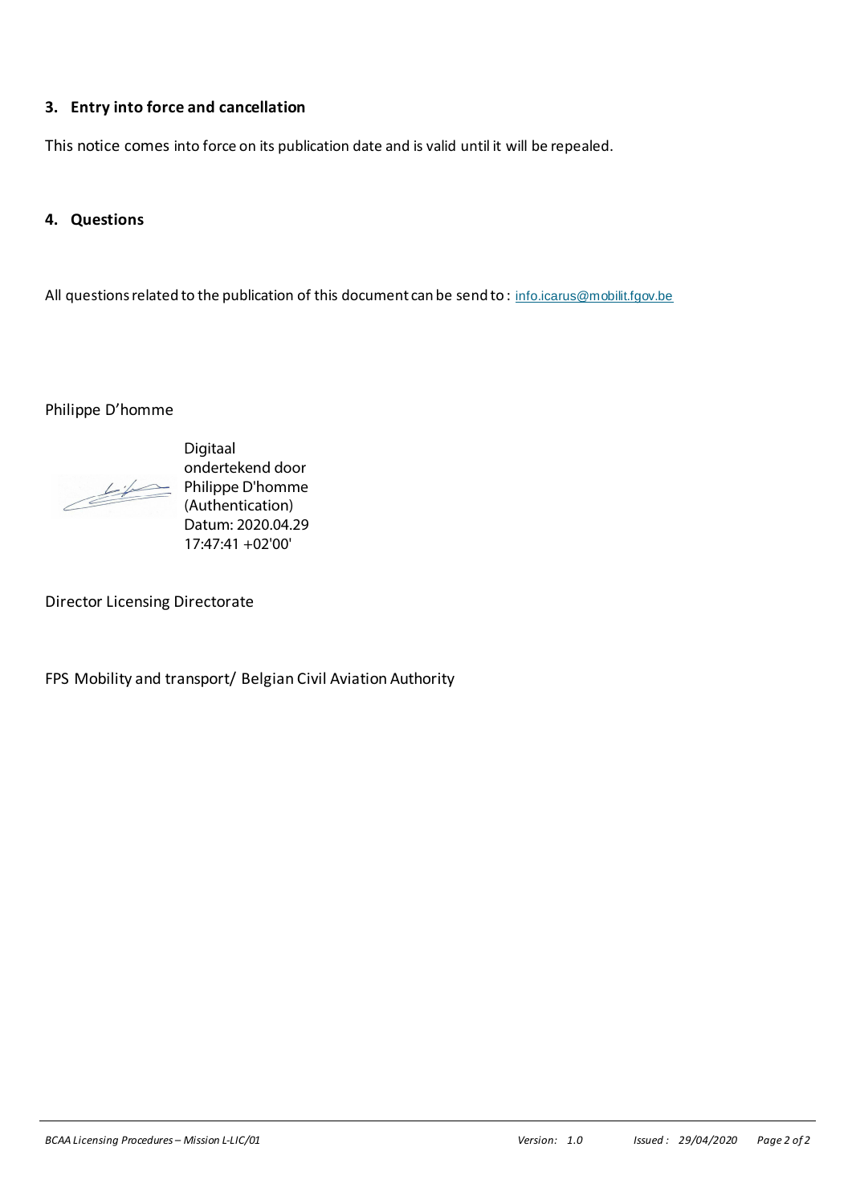## 3. Entry into force and cancellation

This notice comes into force on its publication date and is valid until it will be repealed.

## 4. Questions

All questions related to the publication of this document can be send to : info.icarus@mobilit.fgov.be

Philippe D'homme

Digitaal ondertekend door Philippe D'homme (Authentication)
Datum: 2020.04.29 17:47:41 +02'00'

Director Licensing Directorate

FPS Mobility and transport/ Belgian Civil Aviation Authority